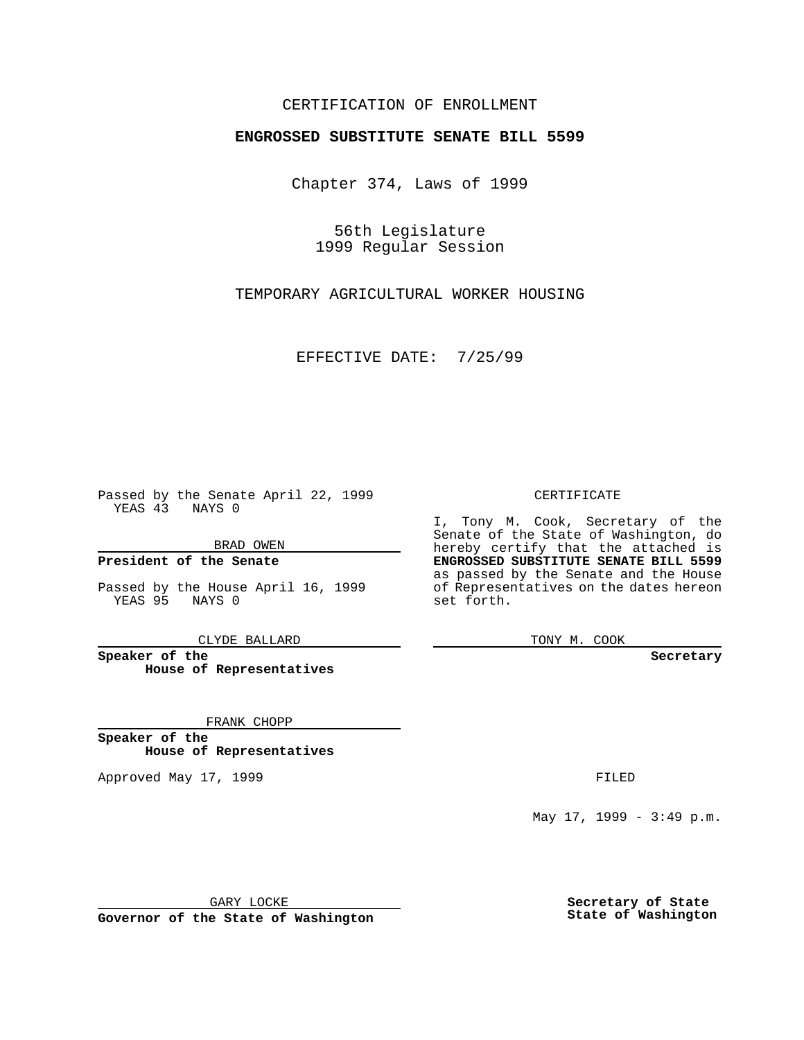CERTIFICATION OF ENROLLMENT

**ENGROSSED SUBSTITUTE SENATE BILL 5599**

Chapter 374, Laws of 1999

56th Legislature
1999 Regular Session

TEMPORARY AGRICULTURAL WORKER HOUSING

EFFECTIVE DATE: 7/25/99

Passed by the Senate April 22, 1999
YEAS 43 NAYS 0

BRAD OWEN

**President of the Senate**

Passed by the House April 16, 1999
YEAS 95 NAYS 0

CLYDE BALLARD

**Speaker of the House of Representatives**

FRANK CHOPP

**Speaker of the House of Representatives**

Approved May 17, 1999

GARY LOCKE

**Governor of the State of Washington**

CERTIFICATE

I, Tony M. Cook, Secretary of the Senate of the State of Washington, do hereby certify that the attached is **ENGROSSED SUBSTITUTE SENATE BILL 5599** as passed by the Senate and the House of Representatives on the dates hereon set forth.

TONY M. COOK

**Secretary**

FILED

May 17, 1999 - 3:49 p.m.

**Secretary of State**
**State of Washington**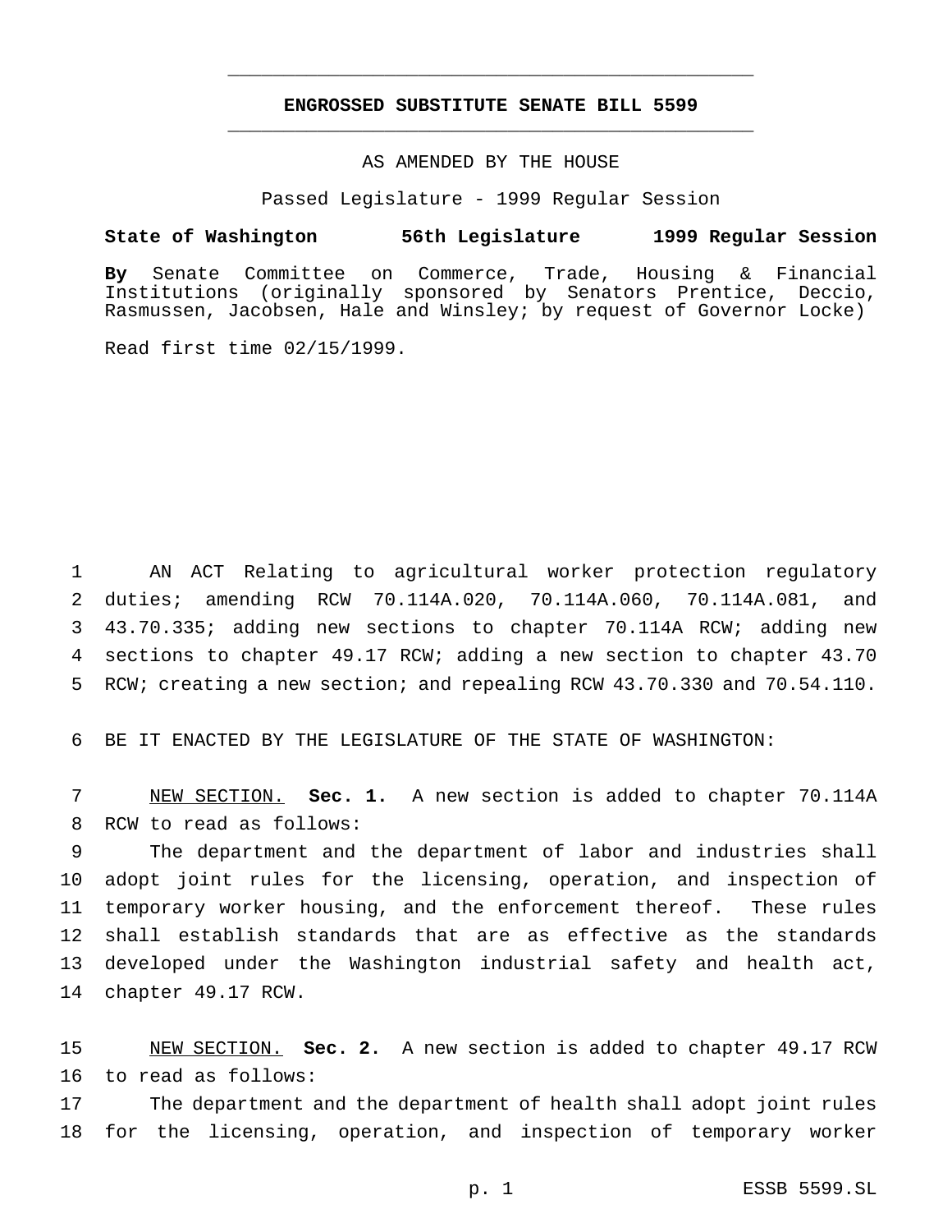**ENGROSSED SUBSTITUTE SENATE BILL 5599**

AS AMENDED BY THE HOUSE

Passed Legislature - 1999 Regular Session

**State of Washington 56th Legislature 1999 Regular Session**

**By** Senate Committee on Commerce, Trade, Housing & Financial Institutions (originally sponsored by Senators Prentice, Deccio, Rasmussen, Jacobsen, Hale and Winsley; by request of Governor Locke)

Read first time 02/15/1999.

AN ACT Relating to agricultural worker protection regulatory duties; amending RCW 70.114A.020, 70.114A.060, 70.114A.081, and 43.70.335; adding new sections to chapter 70.114A RCW; adding new sections to chapter 49.17 RCW; adding a new section to chapter 43.70 RCW; creating a new section; and repealing RCW 43.70.330 and 70.54.110.

BE IT ENACTED BY THE LEGISLATURE OF THE STATE OF WASHINGTON:

NEW SECTION. **Sec. 1.** A new section is added to chapter 70.114A RCW to read as follows:

The department and the department of labor and industries shall adopt joint rules for the licensing, operation, and inspection of temporary worker housing, and the enforcement thereof. These rules shall establish standards that are as effective as the standards developed under the Washington industrial safety and health act, chapter 49.17 RCW.

NEW SECTION. **Sec. 2.** A new section is added to chapter 49.17 RCW to read as follows:

The department and the department of health shall adopt joint rules for the licensing, operation, and inspection of temporary worker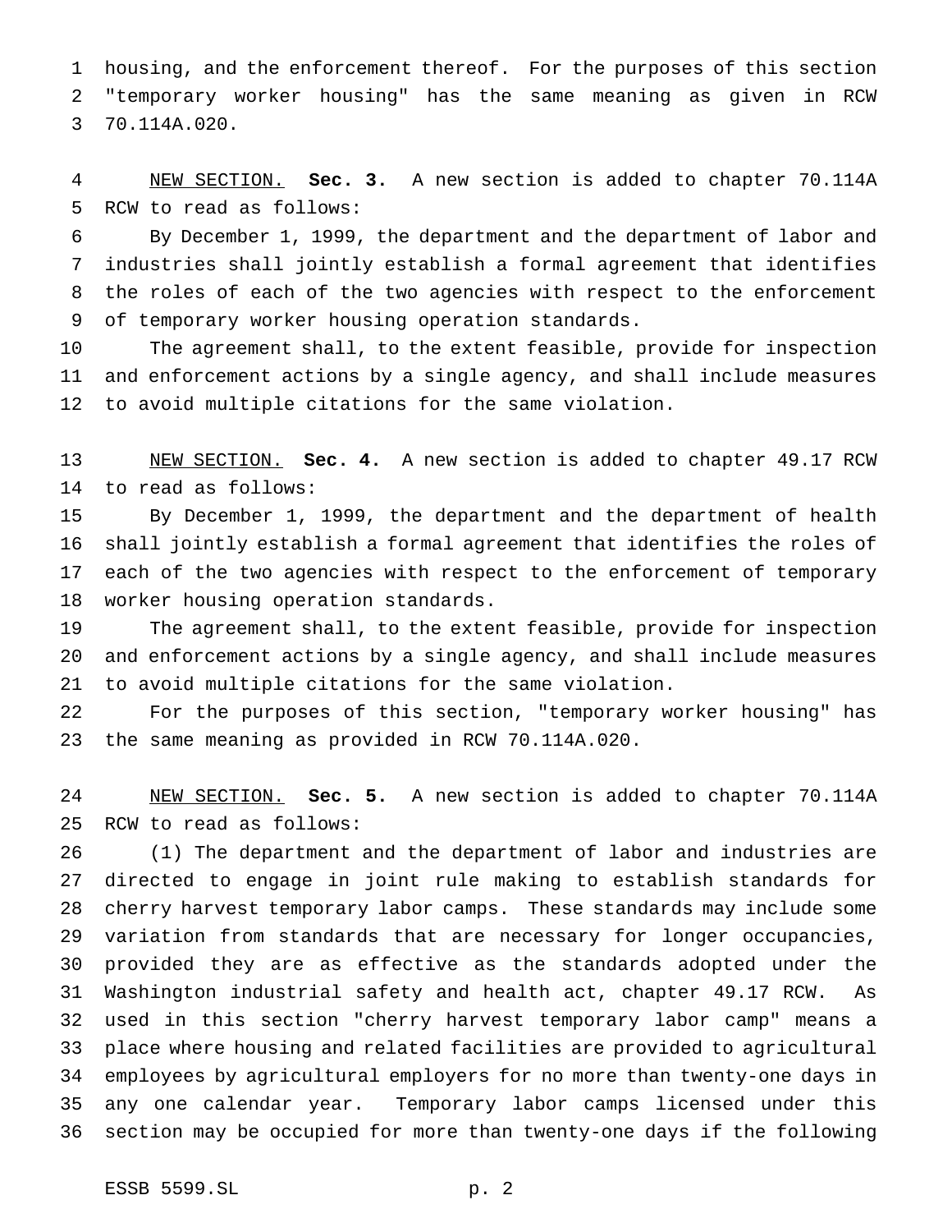housing, and the enforcement thereof. For the purposes of this section "temporary worker housing" has the same meaning as given in RCW 70.114A.020.

NEW SECTION. **Sec. 3.** A new section is added to chapter 70.114A RCW to read as follows:

By December 1, 1999, the department and the department of labor and industries shall jointly establish a formal agreement that identifies the roles of each of the two agencies with respect to the enforcement of temporary worker housing operation standards.

The agreement shall, to the extent feasible, provide for inspection and enforcement actions by a single agency, and shall include measures to avoid multiple citations for the same violation.

NEW SECTION. **Sec. 4.** A new section is added to chapter 49.17 RCW to read as follows:

By December 1, 1999, the department and the department of health shall jointly establish a formal agreement that identifies the roles of each of the two agencies with respect to the enforcement of temporary worker housing operation standards.

The agreement shall, to the extent feasible, provide for inspection and enforcement actions by a single agency, and shall include measures to avoid multiple citations for the same violation.

For the purposes of this section, "temporary worker housing" has the same meaning as provided in RCW 70.114A.020.

NEW SECTION. **Sec. 5.** A new section is added to chapter 70.114A RCW to read as follows:

(1) The department and the department of labor and industries are directed to engage in joint rule making to establish standards for cherry harvest temporary labor camps. These standards may include some variation from standards that are necessary for longer occupancies, provided they are as effective as the standards adopted under the Washington industrial safety and health act, chapter 49.17 RCW. As used in this section "cherry harvest temporary labor camp" means a place where housing and related facilities are provided to agricultural employees by agricultural employers for no more than twenty-one days in any one calendar year. Temporary labor camps licensed under this section may be occupied for more than twenty-one days if the following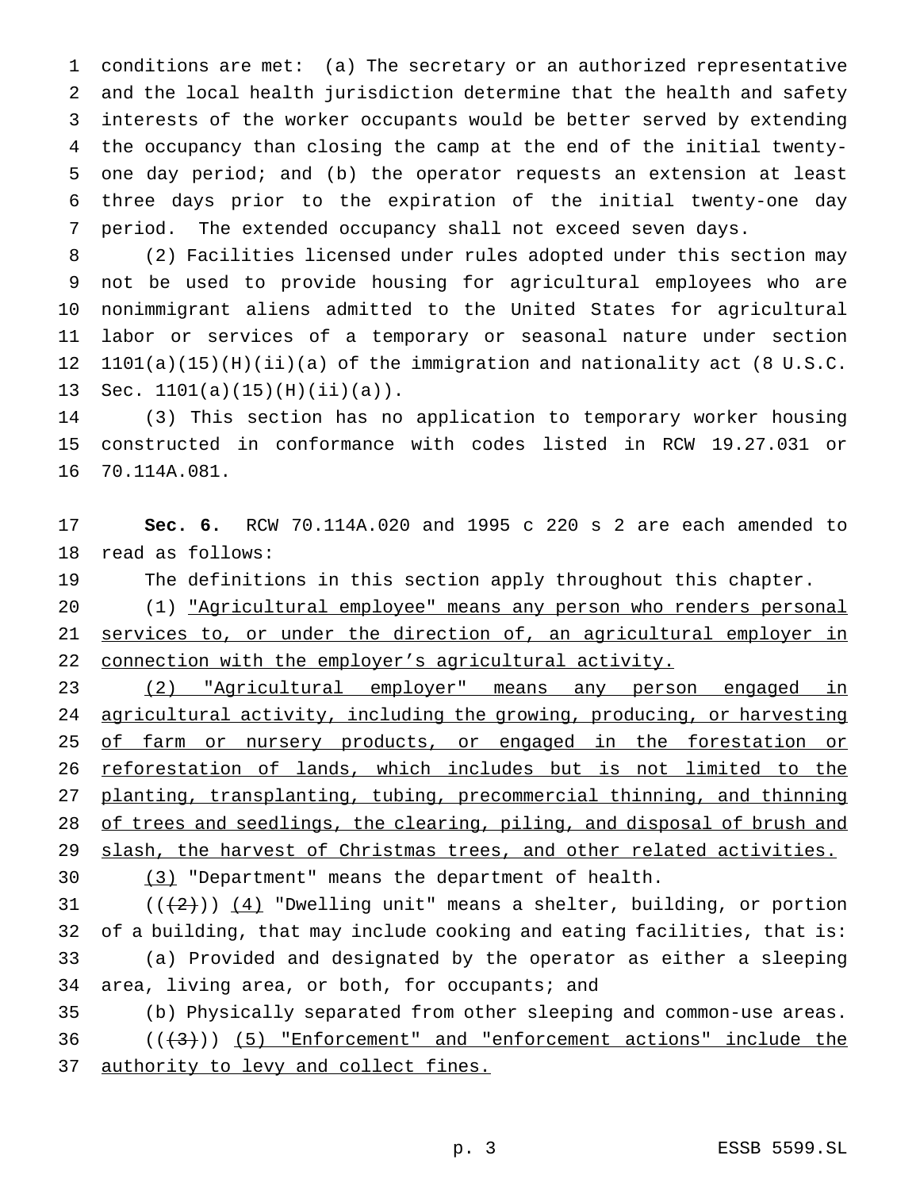conditions are met: (a) The secretary or an authorized representative and the local health jurisdiction determine that the health and safety interests of the worker occupants would be better served by extending the occupancy than closing the camp at the end of the initial twenty-one day period; and (b) the operator requests an extension at least three days prior to the expiration of the initial twenty-one day period. The extended occupancy shall not exceed seven days.

(2) Facilities licensed under rules adopted under this section may not be used to provide housing for agricultural employees who are nonimmigrant aliens admitted to the United States for agricultural labor or services of a temporary or seasonal nature under section 1101(a)(15)(H)(ii)(a) of the immigration and nationality act (8 U.S.C. Sec. 1101(a)(15)(H)(ii)(a)).

(3) This section has no application to temporary worker housing constructed in conformance with codes listed in RCW 19.27.031 or 70.114A.081.

**Sec. 6.** RCW 70.114A.020 and 1995 c 220 s 2 are each amended to read as follows:

The definitions in this section apply throughout this chapter.

(1) <u>"Agricultural employee" means any person who renders personal services to, or under the direction of, an agricultural employer in connection with the employer's agricultural activity.</u>

<u>(2) "Agricultural employer" means any person engaged in agricultural activity, including the growing, producing, or harvesting of farm or nursery products, or engaged in the forestation or reforestation of lands, which includes but is not limited to the planting, transplanting, tubing, precommercial thinning, and thinning of trees and seedlings, the clearing, piling, and disposal of brush and slash, the harvest of Christmas trees, and other related activities.</u>

<u>(3)</u> "Department" means the department of health.

~~((2))~~ <u>(4)</u> "Dwelling unit" means a shelter, building, or portion of a building, that may include cooking and eating facilities, that is:

(a) Provided and designated by the operator as either a sleeping area, living area, or both, for occupants; and

(b) Physically separated from other sleeping and common-use areas.

~~((3))~~ <u>(5) "Enforcement" and "enforcement actions" include the authority to levy and collect fines.</u>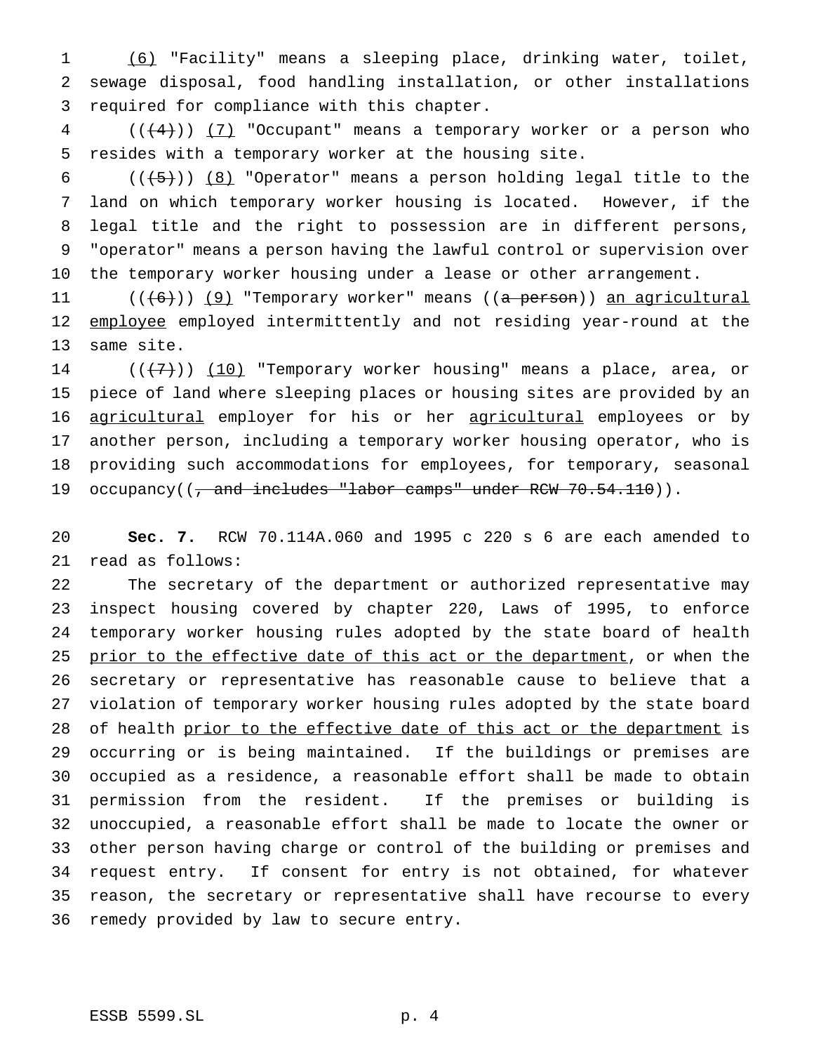(6) "Facility" means a sleeping place, drinking water, toilet, sewage disposal, food handling installation, or other installations required for compliance with this chapter.

(((4))) (7) "Occupant" means a temporary worker or a person who resides with a temporary worker at the housing site.

(((5))) (8) "Operator" means a person holding legal title to the land on which temporary worker housing is located. However, if the legal title and the right to possession are in different persons, "operator" means a person having the lawful control or supervision over the temporary worker housing under a lease or other arrangement.

(((6))) (9) "Temporary worker" means ((a person)) an agricultural employee employed intermittently and not residing year-round at the same site.

(((7))) (10) "Temporary worker housing" means a place, area, or piece of land where sleeping places or housing sites are provided by an agricultural employer for his or her agricultural employees or by another person, including a temporary worker housing operator, who is providing such accommodations for employees, for temporary, seasonal occupancy((, and includes "labor camps" under RCW 70.54.110)).

**Sec. 7.** RCW 70.114A.060 and 1995 c 220 s 6 are each amended to read as follows:

The secretary of the department or authorized representative may inspect housing covered by chapter 220, Laws of 1995, to enforce temporary worker housing rules adopted by the state board of health prior to the effective date of this act or the department, or when the secretary or representative has reasonable cause to believe that a violation of temporary worker housing rules adopted by the state board of health prior to the effective date of this act or the department is occurring or is being maintained. If the buildings or premises are occupied as a residence, a reasonable effort shall be made to obtain permission from the resident. If the premises or building is unoccupied, a reasonable effort shall be made to locate the owner or other person having charge or control of the building or premises and request entry. If consent for entry is not obtained, for whatever reason, the secretary or representative shall have recourse to every remedy provided by law to secure entry.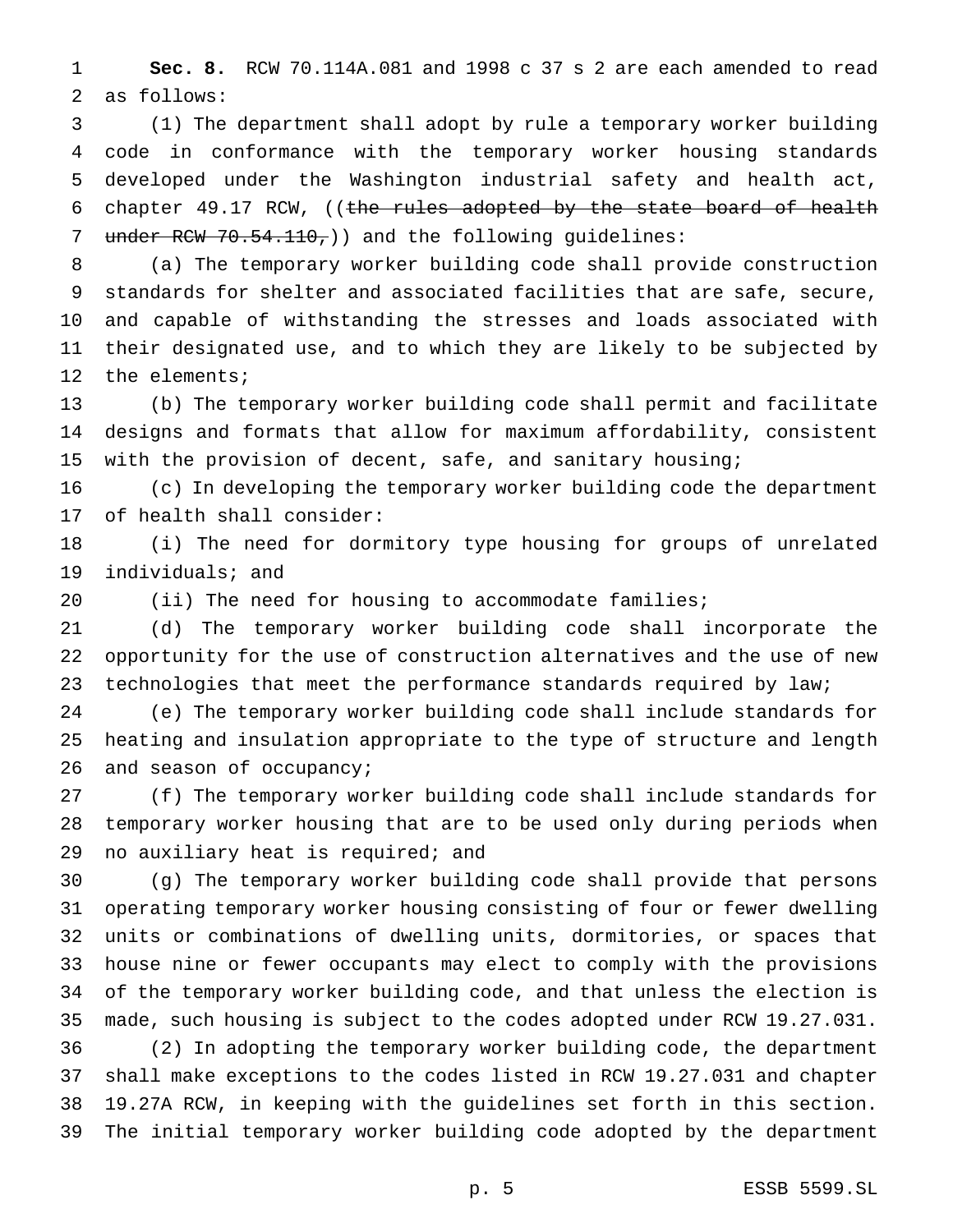**Sec. 8.** RCW 70.114A.081 and 1998 c 37 s 2 are each amended to read as follows:

(1) The department shall adopt by rule a temporary worker building code in conformance with the temporary worker housing standards developed under the Washington industrial safety and health act, chapter 49.17 RCW, ((~~the rules adopted by the state board of health under RCW 70.54.110,~~)) and the following guidelines:

(a) The temporary worker building code shall provide construction standards for shelter and associated facilities that are safe, secure, and capable of withstanding the stresses and loads associated with their designated use, and to which they are likely to be subjected by the elements;

(b) The temporary worker building code shall permit and facilitate designs and formats that allow for maximum affordability, consistent with the provision of decent, safe, and sanitary housing;

(c) In developing the temporary worker building code the department of health shall consider:

(i) The need for dormitory type housing for groups of unrelated individuals; and

(ii) The need for housing to accommodate families;

(d) The temporary worker building code shall incorporate the opportunity for the use of construction alternatives and the use of new technologies that meet the performance standards required by law;

(e) The temporary worker building code shall include standards for heating and insulation appropriate to the type of structure and length and season of occupancy;

(f) The temporary worker building code shall include standards for temporary worker housing that are to be used only during periods when no auxiliary heat is required; and

(g) The temporary worker building code shall provide that persons operating temporary worker housing consisting of four or fewer dwelling units or combinations of dwelling units, dormitories, or spaces that house nine or fewer occupants may elect to comply with the provisions of the temporary worker building code, and that unless the election is made, such housing is subject to the codes adopted under RCW 19.27.031.

(2) In adopting the temporary worker building code, the department shall make exceptions to the codes listed in RCW 19.27.031 and chapter 19.27A RCW, in keeping with the guidelines set forth in this section. The initial temporary worker building code adopted by the department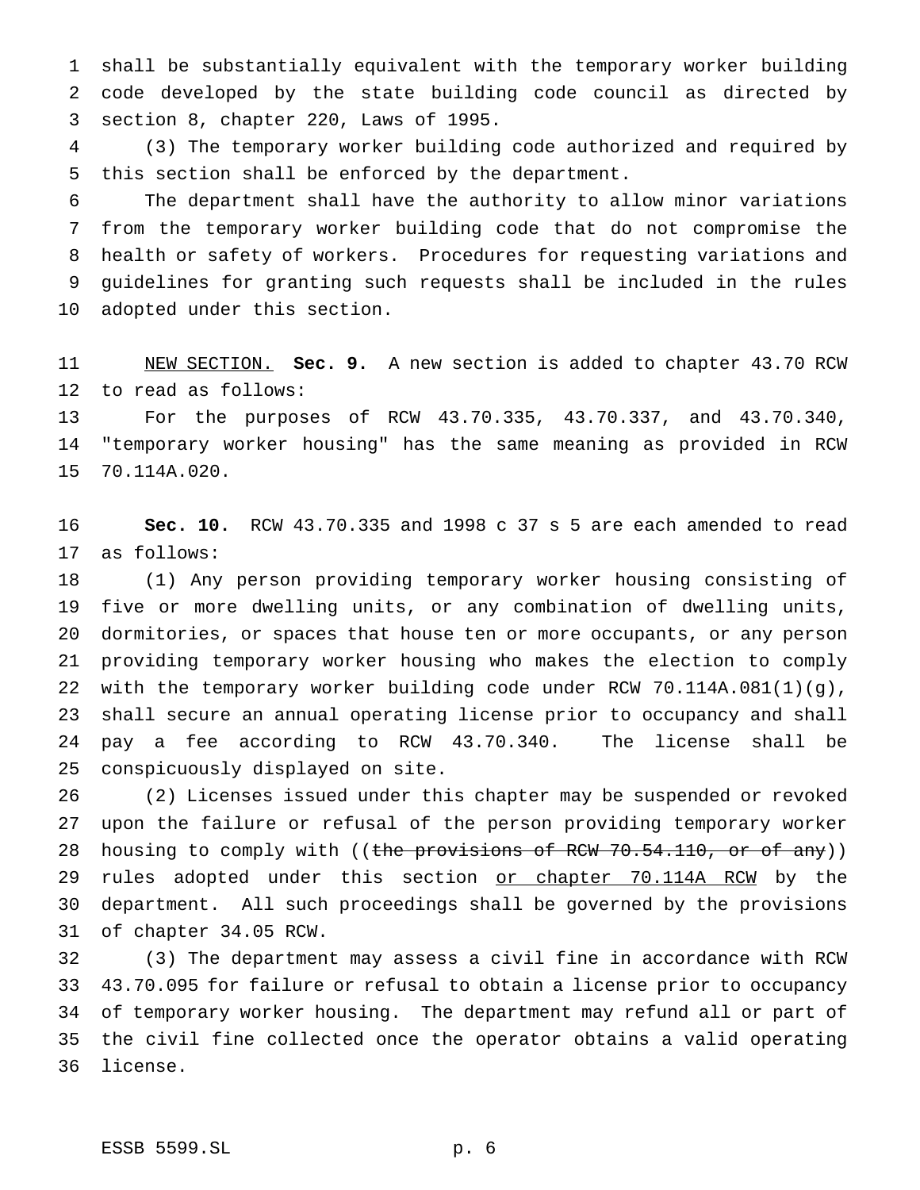shall be substantially equivalent with the temporary worker building code developed by the state building code council as directed by section 8, chapter 220, Laws of 1995.

(3) The temporary worker building code authorized and required by this section shall be enforced by the department.

The department shall have the authority to allow minor variations from the temporary worker building code that do not compromise the health or safety of workers. Procedures for requesting variations and guidelines for granting such requests shall be included in the rules adopted under this section.

NEW SECTION. **Sec. 9.** A new section is added to chapter 43.70 RCW to read as follows:

For the purposes of RCW 43.70.335, 43.70.337, and 43.70.340, "temporary worker housing" has the same meaning as provided in RCW 70.114A.020.

**Sec. 10.** RCW 43.70.335 and 1998 c 37 s 5 are each amended to read as follows:

(1) Any person providing temporary worker housing consisting of five or more dwelling units, or any combination of dwelling units, dormitories, or spaces that house ten or more occupants, or any person providing temporary worker housing who makes the election to comply with the temporary worker building code under RCW 70.114A.081(1)(g), shall secure an annual operating license prior to occupancy and shall pay a fee according to RCW 43.70.340. The license shall be conspicuously displayed on site.

(2) Licenses issued under this chapter may be suspended or revoked upon the failure or refusal of the person providing temporary worker housing to comply with ((~~the provisions of RCW 70.54.110, or of any~~)) rules adopted under this section or chapter 70.114A RCW by the department. All such proceedings shall be governed by the provisions of chapter 34.05 RCW.

(3) The department may assess a civil fine in accordance with RCW 43.70.095 for failure or refusal to obtain a license prior to occupancy of temporary worker housing. The department may refund all or part of the civil fine collected once the operator obtains a valid operating license.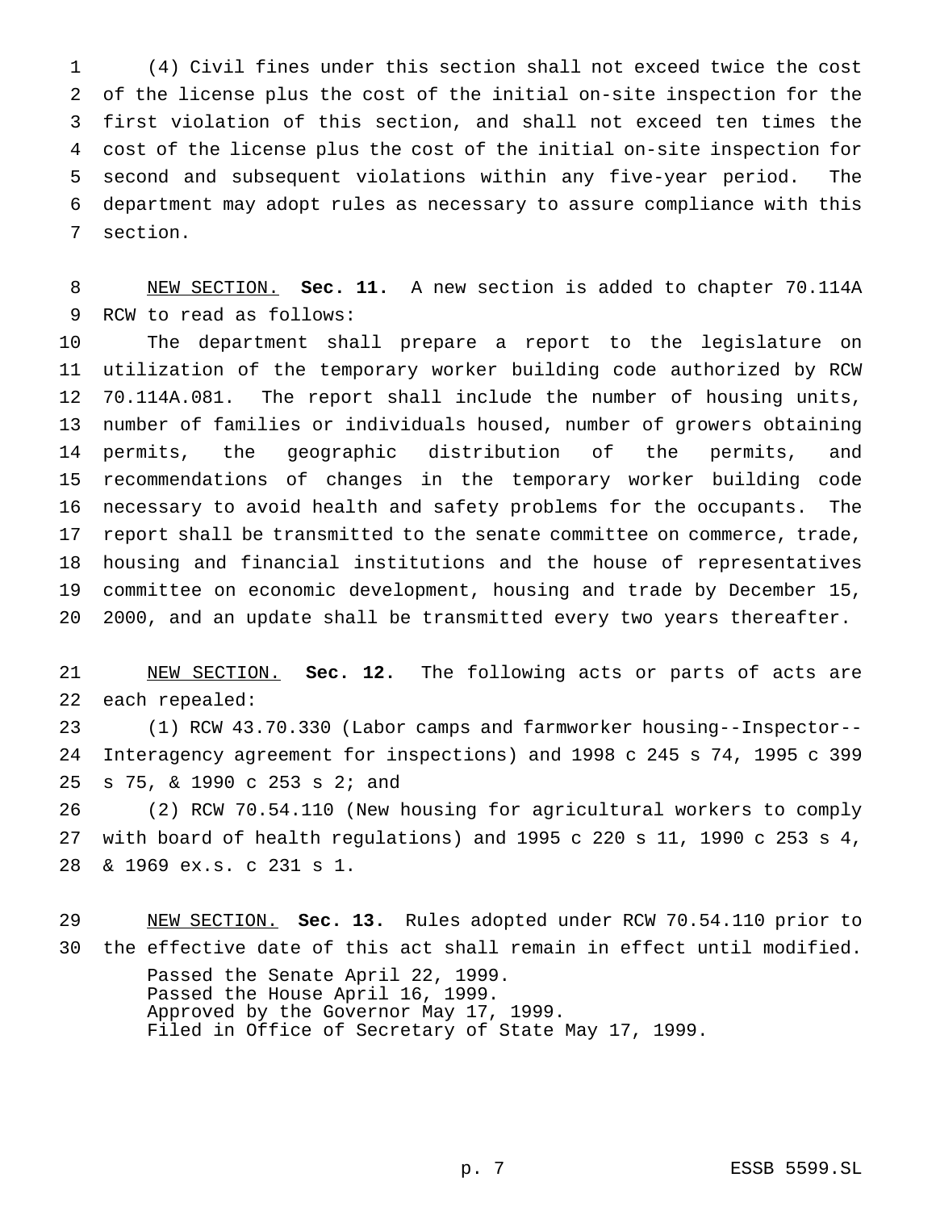(4) Civil fines under this section shall not exceed twice the cost of the license plus the cost of the initial on-site inspection for the first violation of this section, and shall not exceed ten times the cost of the license plus the cost of the initial on-site inspection for second and subsequent violations within any five-year period. The department may adopt rules as necessary to assure compliance with this section.

NEW SECTION. **Sec. 11.** A new section is added to chapter 70.114A RCW to read as follows:

The department shall prepare a report to the legislature on utilization of the temporary worker building code authorized by RCW 70.114A.081. The report shall include the number of housing units, number of families or individuals housed, number of growers obtaining permits, the geographic distribution of the permits, and recommendations of changes in the temporary worker building code necessary to avoid health and safety problems for the occupants. The report shall be transmitted to the senate committee on commerce, trade, housing and financial institutions and the house of representatives committee on economic development, housing and trade by December 15, 2000, and an update shall be transmitted every two years thereafter.

NEW SECTION. **Sec. 12.** The following acts or parts of acts are each repealed:

(1) RCW 43.70.330 (Labor camps and farmworker housing--Inspector--Interagency agreement for inspections) and 1998 c 245 s 74, 1995 c 399 s 75, & 1990 c 253 s 2; and

(2) RCW 70.54.110 (New housing for agricultural workers to comply with board of health regulations) and 1995 c 220 s 11, 1990 c 253 s 4, & 1969 ex.s. c 231 s 1.

NEW SECTION. **Sec. 13.** Rules adopted under RCW 70.54.110 prior to the effective date of this act shall remain in effect until modified.

Passed the Senate April 22, 1999.
Passed the House April 16, 1999.
Approved by the Governor May 17, 1999.
Filed in Office of Secretary of State May 17, 1999.